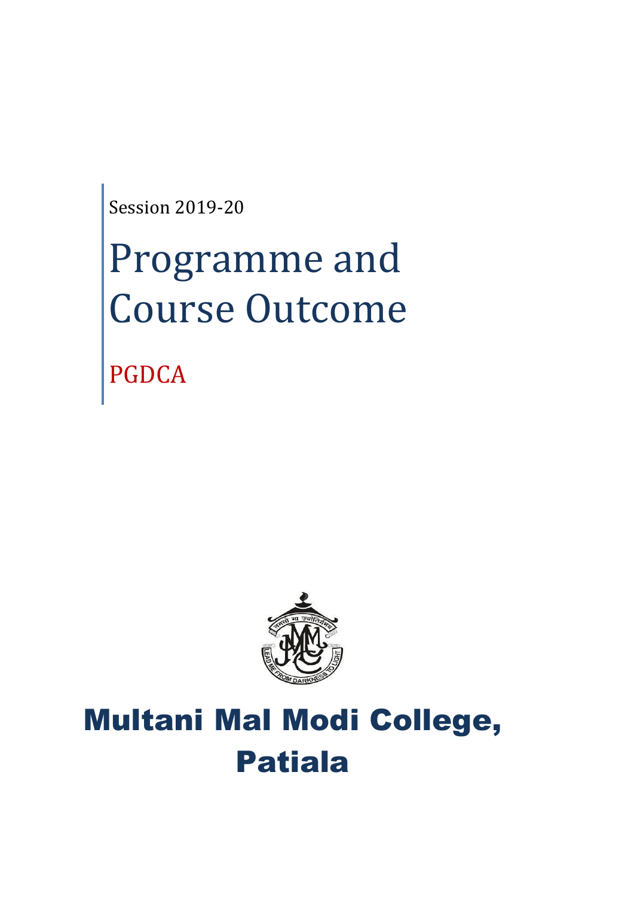Session 2019-20

# Programme and Course Outcome

PGDCA

## Multani Mal Modi College, Patiala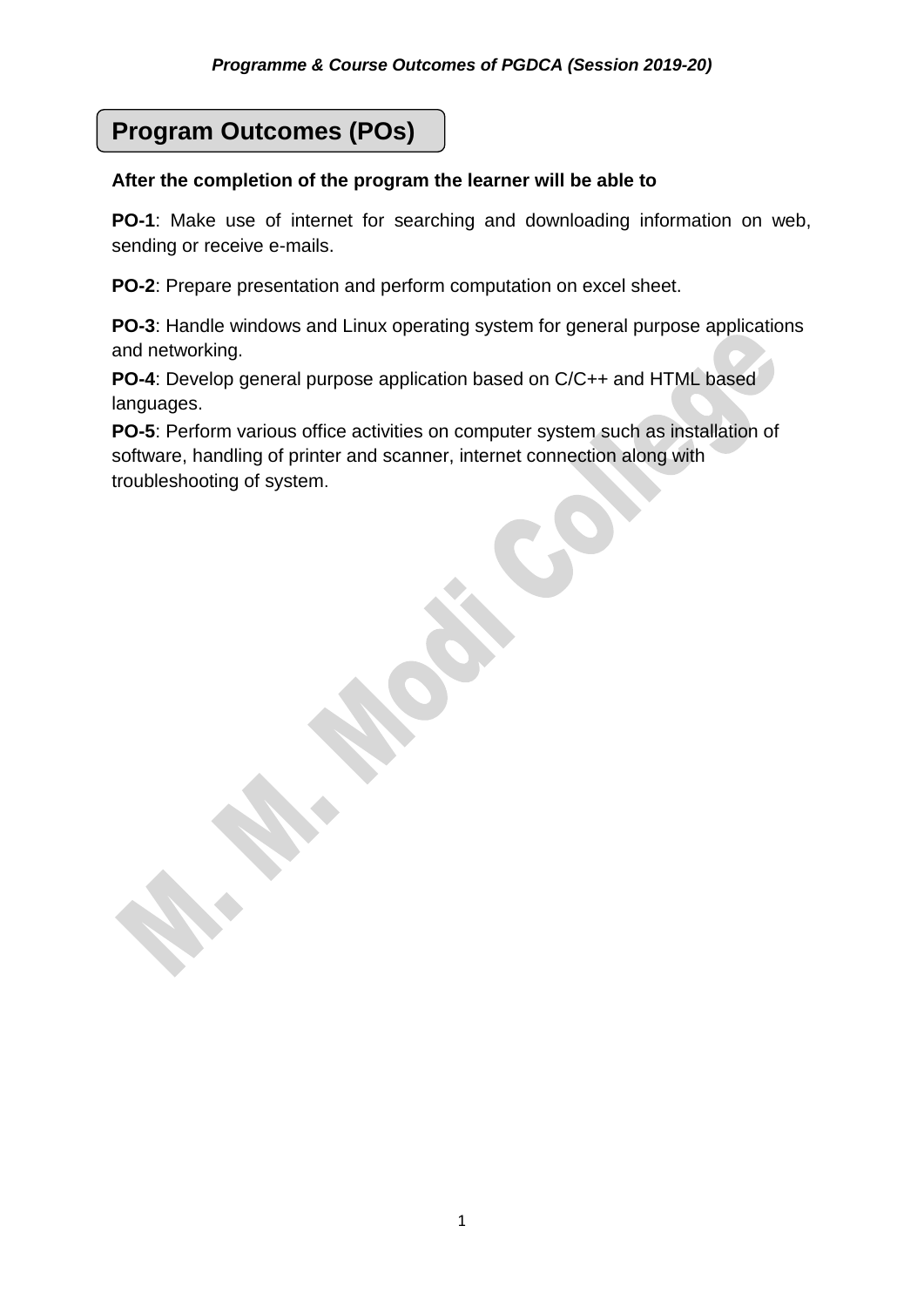# Program Outcomes (POs)

**After the completion of the program the learner will be able to**

**PO-1**: Make use of internet for searching and downloading information on web, sending or receive e-mails.

**PO-2**: Prepare presentation and perform computation on excel sheet.

**PO-3**: Handle windows and Linux operating system for general purpose applications and networking.

**PO-4**: Develop general purpose application based on C/C++ and HTML based languages.

**PO-5**: Perform various office activities on computer system such as installation of software, handling of printer and scanner, internet connection along with troubleshooting of system.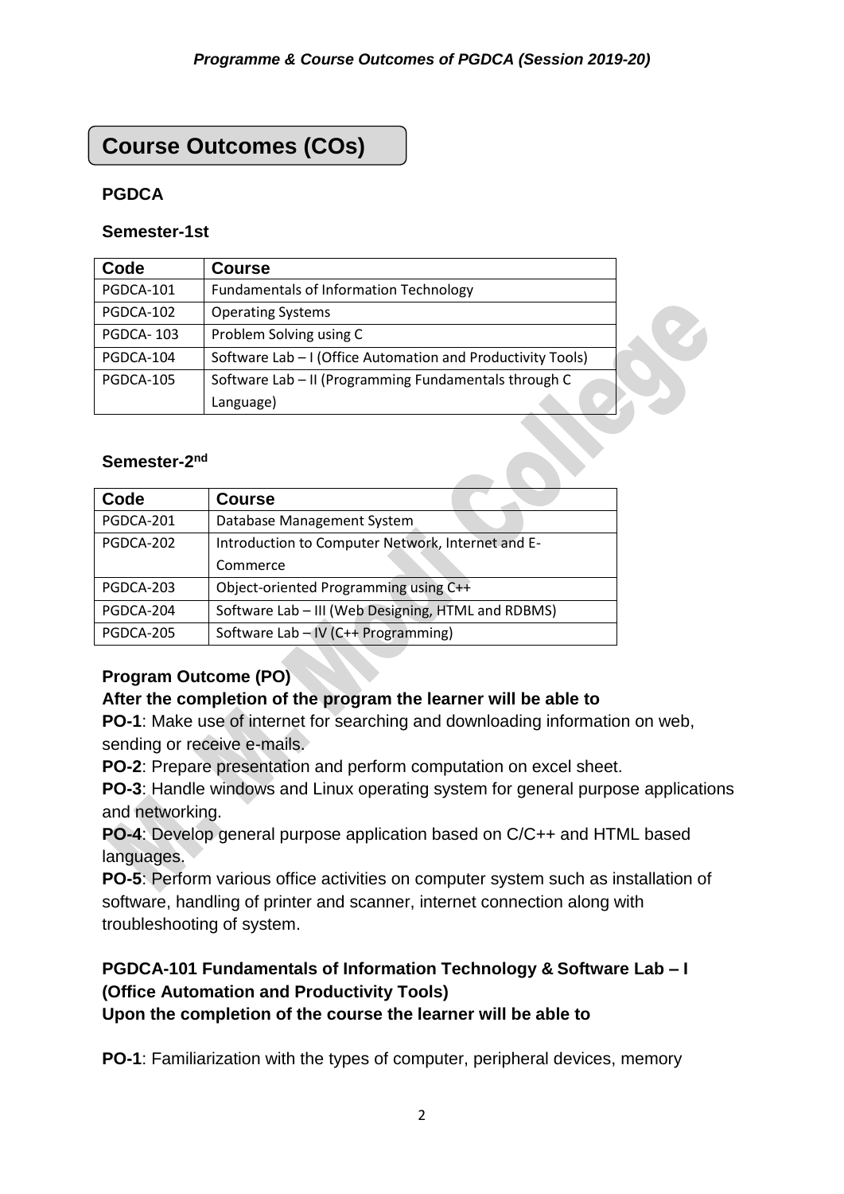## Course Outcomes (COs)

### PGDCA

#### Semester-1st

| Code | Course |
|---|---|
| PGDCA-101 | Fundamentals of Information Technology |
| PGDCA-102 | Operating Systems |
| PGDCA- 103 | Problem Solving using C |
| PGDCA-104 | Software Lab – I (Office Automation and Productivity Tools) |
| PGDCA-105 | Software Lab – II (Programming Fundamentals through C Language) |

#### Semester-2nd

| Code | Course |
|---|---|
| PGDCA-201 | Database Management System |
| PGDCA-202 | Introduction to Computer Network, Internet and E-Commerce |
| PGDCA-203 | Object-oriented Programming using C++ |
| PGDCA-204 | Software Lab – III (Web Designing, HTML and RDBMS) |
| PGDCA-205 | Software Lab – IV (C++ Programming) |

**Program Outcome (PO)**

**After the completion of the program the learner will be able to**

**PO-1**: Make use of internet for searching and downloading information on web, sending or receive e-mails.

**PO-2**: Prepare presentation and perform computation on excel sheet.

**PO-3**: Handle windows and Linux operating system for general purpose applications and networking.

**PO-4**: Develop general purpose application based on C/C++ and HTML based languages.

**PO-5**: Perform various office activities on computer system such as installation of software, handling of printer and scanner, internet connection along with troubleshooting of system.

**PGDCA-101 Fundamentals of Information Technology & Software Lab – I (Office Automation and Productivity Tools)**

**Upon the completion of the course the learner will be able to**

**PO-1**: Familiarization with the types of computer, peripheral devices, memory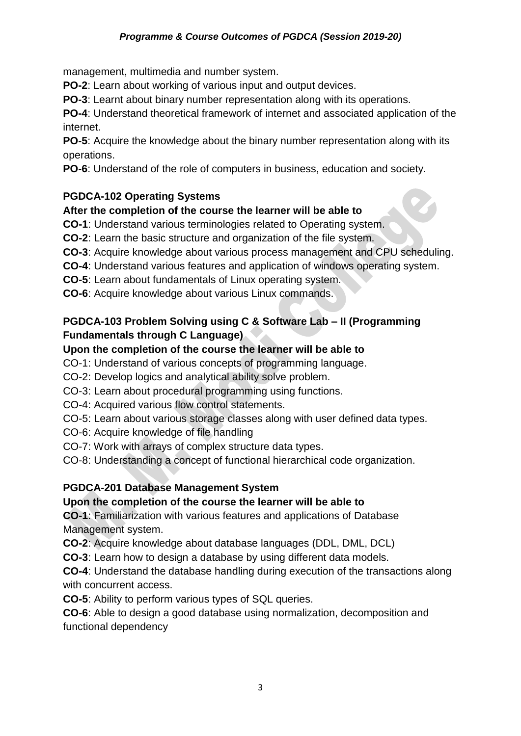management, multimedia and number system.

**PO-2**: Learn about working of various input and output devices.

**PO-3**: Learnt about binary number representation along with its operations.

**PO-4**: Understand theoretical framework of internet and associated application of the internet.

**PO-5**: Acquire the knowledge about the binary number representation along with its operations.

**PO-6**: Understand of the role of computers in business, education and society.

**PGDCA-102 Operating Systems**

**After the completion of the course the learner will be able to**

**CO-1**: Understand various terminologies related to Operating system.

**CO-2**: Learn the basic structure and organization of the file system.

**CO-3**: Acquire knowledge about various process management and CPU scheduling.

**CO-4**: Understand various features and application of windows operating system.

**CO-5**: Learn about fundamentals of Linux operating system.

**CO-6**: Acquire knowledge about various Linux commands.

**PGDCA-103 Problem Solving using C & Software Lab – II (Programming Fundamentals through C Language)**

**Upon the completion of the course the learner will be able to**

CO-1: Understand of various concepts of programming language.

CO-2: Develop logics and analytical ability solve problem.

CO-3: Learn about procedural programming using functions.

CO-4: Acquired various flow control statements.

CO-5: Learn about various storage classes along with user defined data types.

CO-6: Acquire knowledge of file handling

CO-7: Work with arrays of complex structure data types.

CO-8: Understanding a concept of functional hierarchical code organization.

**PGDCA-201 Database Management System**

**Upon the completion of the course the learner will be able to**

**CO-1**: Familiarization with various features and applications of Database Management system.

**CO-2**: Acquire knowledge about database languages (DDL, DML, DCL)

**CO-3**: Learn how to design a database by using different data models.

**CO-4**: Understand the database handling during execution of the transactions along with concurrent access.

**CO-5**: Ability to perform various types of SQL queries.

**CO-6**: Able to design a good database using normalization, decomposition and functional dependency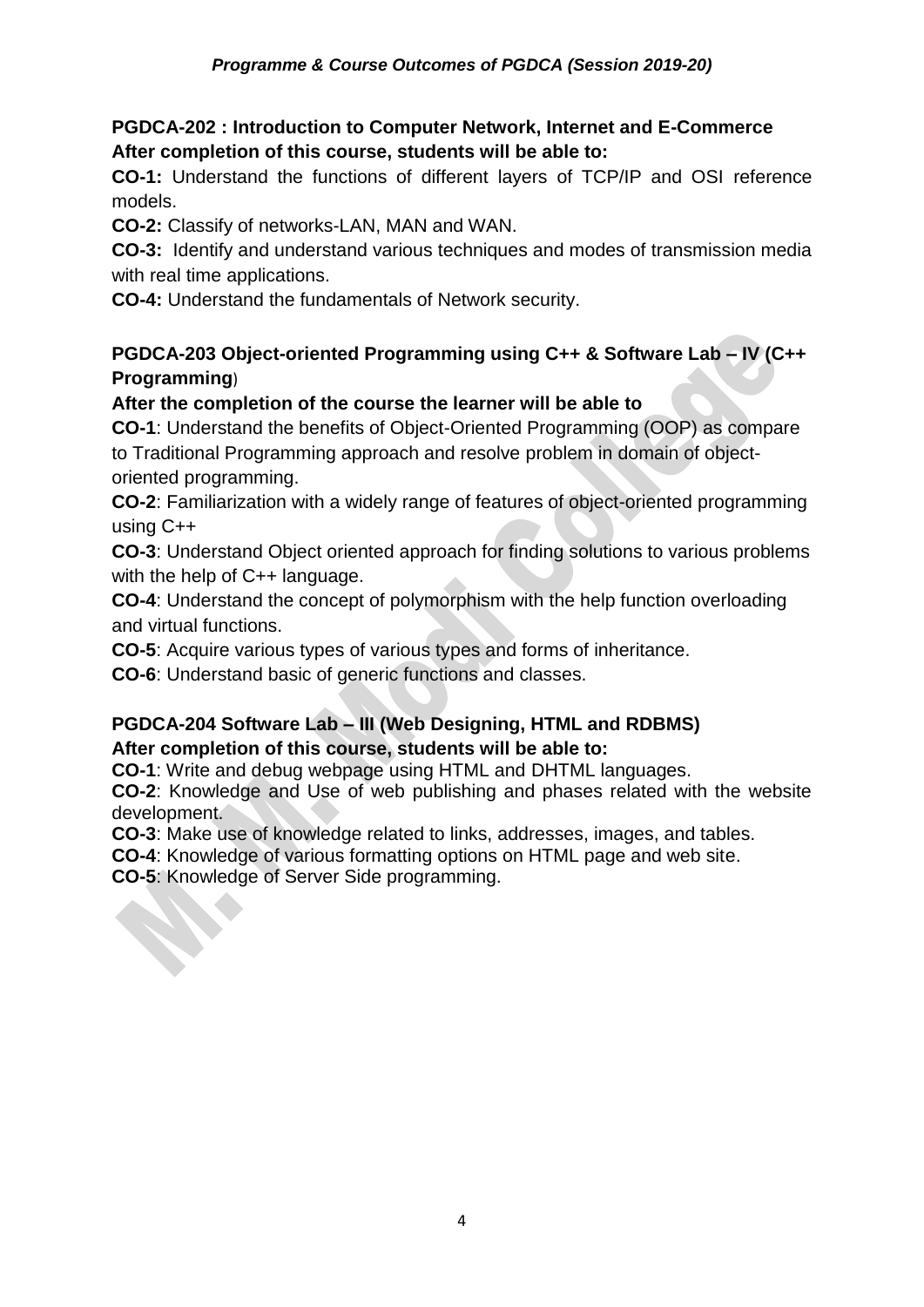**PGDCA-202 : Introduction to Computer Network, Internet and E-Commerce**
**After completion of this course, students will be able to:**

**CO-1:** Understand the functions of different layers of TCP/IP and OSI reference models.

**CO-2:** Classify of networks-LAN, MAN and WAN.

**CO-3:** Identify and understand various techniques and modes of transmission media with real time applications.

**CO-4:** Understand the fundamentals of Network security.

**PGDCA-203 Object-oriented Programming using C++ & Software Lab – IV (C++ Programming)**

**After the completion of the course the learner will be able to**

**CO-1**: Understand the benefits of Object-Oriented Programming (OOP) as compare to Traditional Programming approach and resolve problem in domain of object-oriented programming.

**CO-2**: Familiarization with a widely range of features of object-oriented programming using C++

**CO-3**: Understand Object oriented approach for finding solutions to various problems with the help of C++ language.

**CO-4**: Understand the concept of polymorphism with the help function overloading and virtual functions.

**CO-5**: Acquire various types of various types and forms of inheritance.

**CO-6**: Understand basic of generic functions and classes.

**PGDCA-204 Software Lab – III (Web Designing, HTML and RDBMS)**
**After completion of this course, students will be able to:**

**CO-1**: Write and debug webpage using HTML and DHTML languages.

**CO-2**: Knowledge and Use of web publishing and phases related with the website development.

**CO-3**: Make use of knowledge related to links, addresses, images, and tables.

**CO-4**: Knowledge of various formatting options on HTML page and web site.

**CO-5**: Knowledge of Server Side programming.